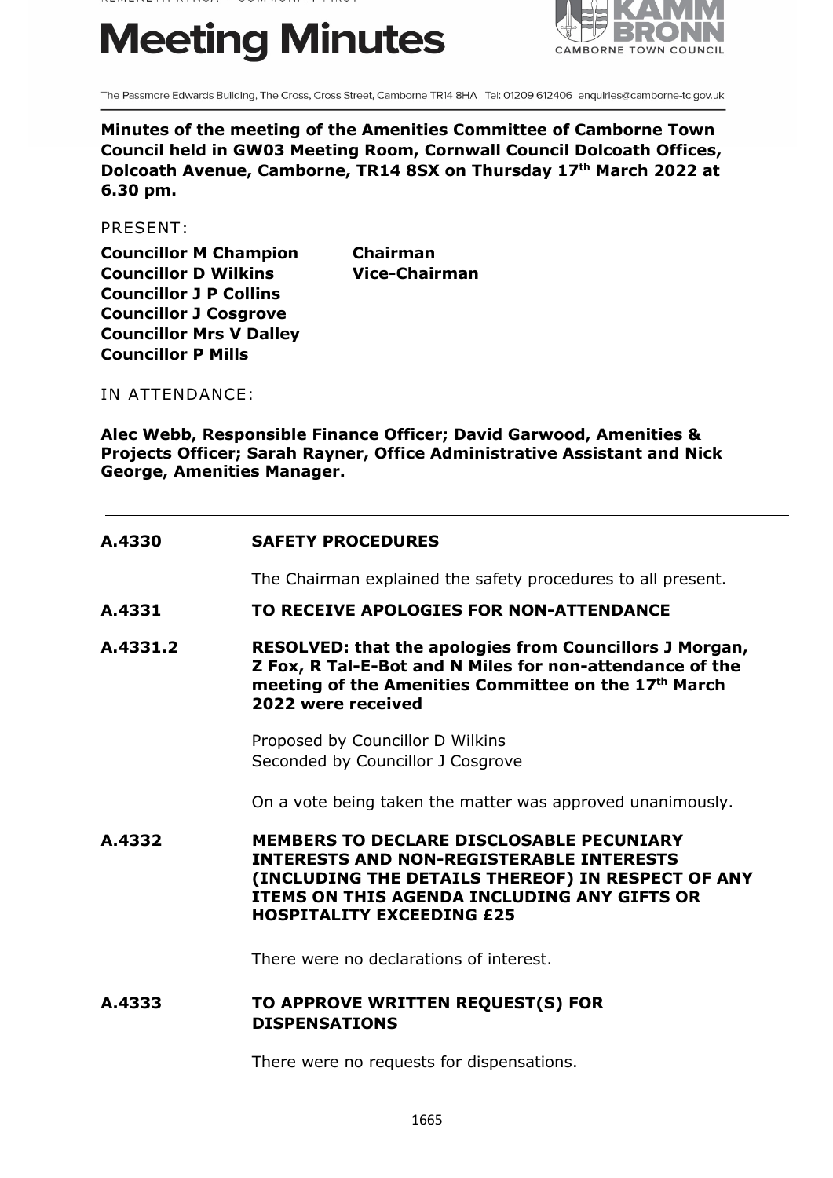# Meeting Minutes

The Passmore Edwards Building, The Cross, Cross Street, Camborne TR14 8HA Tel: 01209 612406 enquiries@camborne-tc.gov.uk

**Minutes of the meeting of the Amenities Committee of Camborne Town Council held in GW03 Meeting Room, Cornwall Council Dolcoath Offices, Dolcoath Avenue, Camborne, TR14 8SX on Thursday 17th March 2022 at 6.30 pm.**

PRESENT:

**Councillor M Champion** — **Chairman**
**Councillor D Wilkins** — **Vice-Chairman**
**Councillor J P Collins**
**Councillor J Cosgrove**
**Councillor Mrs V Dalley**
**Councillor P Mills**

IN ATTENDANCE:

**Alec Webb, Responsible Finance Officer; David Garwood, Amenities & Projects Officer; Sarah Rayner, Office Administrative Assistant and Nick George, Amenities Manager.**

---

**A.4330 SAFETY PROCEDURES**

The Chairman explained the safety procedures to all present.

**A.4331 TO RECEIVE APOLOGIES FOR NON-ATTENDANCE**

**A.4331.2 RESOLVED: that the apologies from Councillors J Morgan, Z Fox, R Tal-E-Bot and N Miles for non-attendance of the meeting of the Amenities Committee on the 17th March 2022 were received**

Proposed by Councillor D Wilkins
Seconded by Councillor J Cosgrove

On a vote being taken the matter was approved unanimously.

**A.4332 MEMBERS TO DECLARE DISCLOSABLE PECUNIARY INTERESTS AND NON-REGISTERABLE INTERESTS (INCLUDING THE DETAILS THEREOF) IN RESPECT OF ANY ITEMS ON THIS AGENDA INCLUDING ANY GIFTS OR HOSPITALITY EXCEEDING £25**

There were no declarations of interest.

**A.4333 TO APPROVE WRITTEN REQUEST(S) FOR DISPENSATIONS**

There were no requests for dispensations.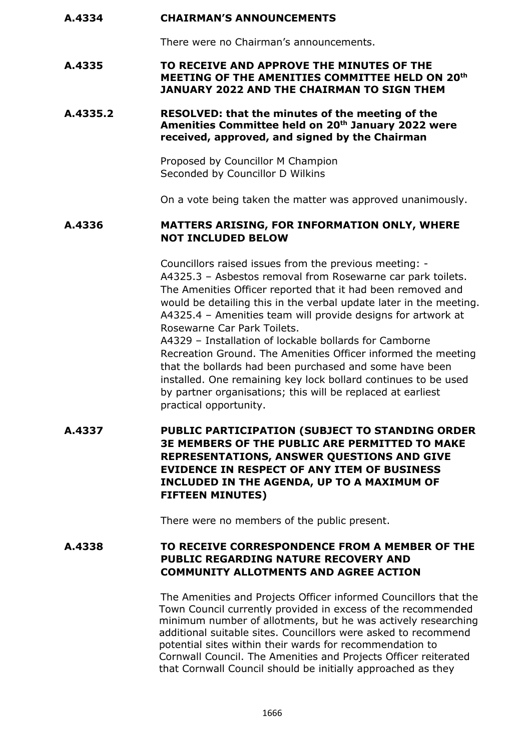**A.4334 CHAIRMAN'S ANNOUNCEMENTS**

There were no Chairman's announcements.

**A.4335 TO RECEIVE AND APPROVE THE MINUTES OF THE MEETING OF THE AMENITIES COMMITTEE HELD ON 20th JANUARY 2022 AND THE CHAIRMAN TO SIGN THEM**

**A.4335.2 RESOLVED: that the minutes of the meeting of the Amenities Committee held on 20th January 2022 were received, approved, and signed by the Chairman**

Proposed by Councillor M Champion
Seconded by Councillor D Wilkins

On a vote being taken the matter was approved unanimously.

**A.4336 MATTERS ARISING, FOR INFORMATION ONLY, WHERE NOT INCLUDED BELOW**

Councillors raised issues from the previous meeting: -
A4325.3 – Asbestos removal from Rosewarne car park toilets. The Amenities Officer reported that it had been removed and would be detailing this in the verbal update later in the meeting.
A4325.4 – Amenities team will provide designs for artwork at Rosewarne Car Park Toilets.
A4329 – Installation of lockable bollards for Camborne Recreation Ground. The Amenities Officer informed the meeting that the bollards had been purchased and some have been installed. One remaining key lock bollard continues to be used by partner organisations; this will be replaced at earliest practical opportunity.

**A.4337 PUBLIC PARTICIPATION (SUBJECT TO STANDING ORDER 3E MEMBERS OF THE PUBLIC ARE PERMITTED TO MAKE REPRESENTATIONS, ANSWER QUESTIONS AND GIVE EVIDENCE IN RESPECT OF ANY ITEM OF BUSINESS INCLUDED IN THE AGENDA, UP TO A MAXIMUM OF FIFTEEN MINUTES)**

There were no members of the public present.

**A.4338 TO RECEIVE CORRESPONDENCE FROM A MEMBER OF THE PUBLIC REGARDING NATURE RECOVERY AND COMMUNITY ALLOTMENTS AND AGREE ACTION**

The Amenities and Projects Officer informed Councillors that the Town Council currently provided in excess of the recommended minimum number of allotments, but he was actively researching additional suitable sites. Councillors were asked to recommend potential sites within their wards for recommendation to Cornwall Council. The Amenities and Projects Officer reiterated that Cornwall Council should be initially approached as they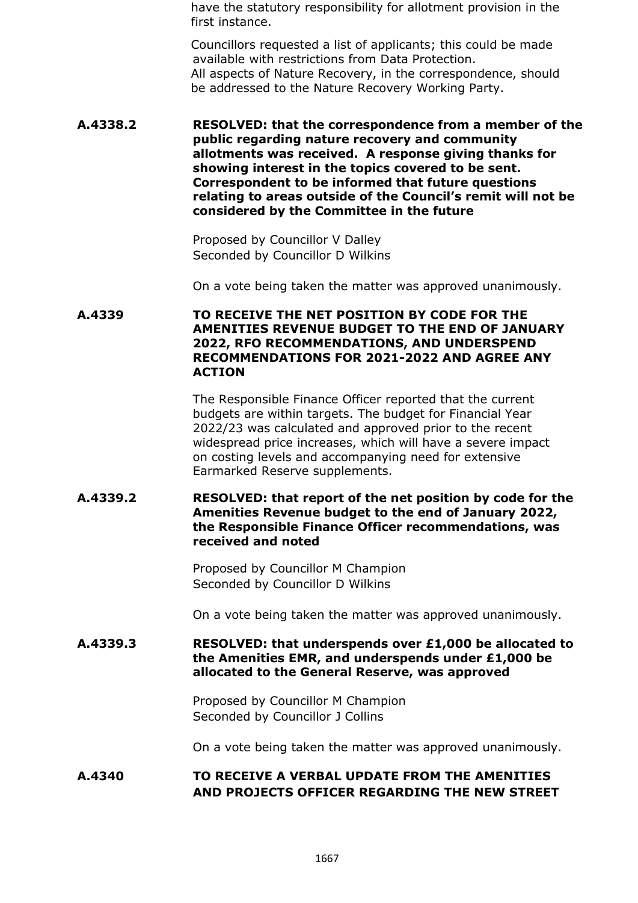have the statutory responsibility for allotment provision in the first instance.

Councillors requested a list of applicants; this could be made available with restrictions from Data Protection.
All aspects of Nature Recovery, in the correspondence, should be addressed to the Nature Recovery Working Party.

**A.4338.2 RESOLVED: that the correspondence from a member of the public regarding nature recovery and community allotments was received. A response giving thanks for showing interest in the topics covered to be sent. Correspondent to be informed that future questions relating to areas outside of the Council's remit will not be considered by the Committee in the future**

Proposed by Councillor V Dalley
Seconded by Councillor D Wilkins

On a vote being taken the matter was approved unanimously.

**A.4339 TO RECEIVE THE NET POSITION BY CODE FOR THE AMENITIES REVENUE BUDGET TO THE END OF JANUARY 2022, RFO RECOMMENDATIONS, AND UNDERSPEND RECOMMENDATIONS FOR 2021-2022 AND AGREE ANY ACTION**

The Responsible Finance Officer reported that the current budgets are within targets. The budget for Financial Year 2022/23 was calculated and approved prior to the recent widespread price increases, which will have a severe impact on costing levels and accompanying need for extensive Earmarked Reserve supplements.

**A.4339.2 RESOLVED: that report of the net position by code for the Amenities Revenue budget to the end of January 2022, the Responsible Finance Officer recommendations, was received and noted**

Proposed by Councillor M Champion
Seconded by Councillor D Wilkins

On a vote being taken the matter was approved unanimously.

**A.4339.3 RESOLVED: that underspends over £1,000 be allocated to the Amenities EMR, and underspends under £1,000 be allocated to the General Reserve, was approved**

Proposed by Councillor M Champion
Seconded by Councillor J Collins

On a vote being taken the matter was approved unanimously.

**A.4340 TO RECEIVE A VERBAL UPDATE FROM THE AMENITIES AND PROJECTS OFFICER REGARDING THE NEW STREET**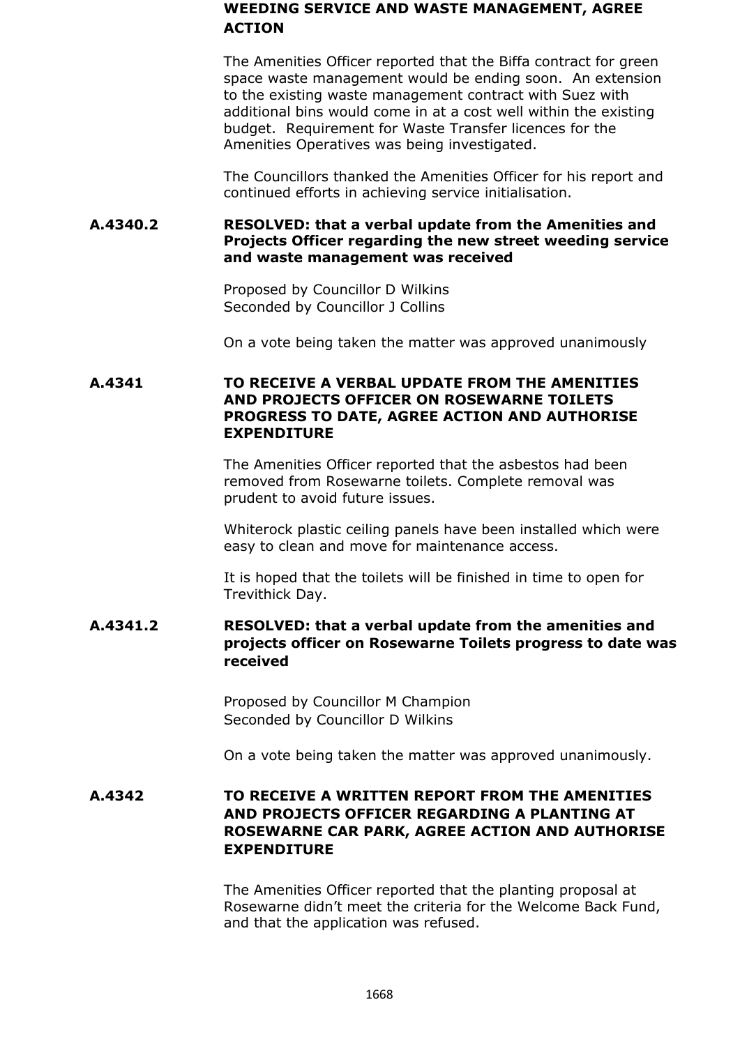**WEEDING SERVICE AND WASTE MANAGEMENT, AGREE ACTION**

The Amenities Officer reported that the Biffa contract for green space waste management would be ending soon. An extension to the existing waste management contract with Suez with additional bins would come in at a cost well within the existing budget. Requirement for Waste Transfer licences for the Amenities Operatives was being investigated.

The Councillors thanked the Amenities Officer for his report and continued efforts in achieving service initialisation.

**A.4340.2 RESOLVED: that a verbal update from the Amenities and Projects Officer regarding the new street weeding service and waste management was received**

Proposed by Councillor D Wilkins
Seconded by Councillor J Collins

On a vote being taken the matter was approved unanimously

**A.4341 TO RECEIVE A VERBAL UPDATE FROM THE AMENITIES AND PROJECTS OFFICER ON ROSEWARNE TOILETS PROGRESS TO DATE, AGREE ACTION AND AUTHORISE EXPENDITURE**

The Amenities Officer reported that the asbestos had been removed from Rosewarne toilets. Complete removal was prudent to avoid future issues.

Whiterock plastic ceiling panels have been installed which were easy to clean and move for maintenance access.

It is hoped that the toilets will be finished in time to open for Trevithick Day.

**A.4341.2 RESOLVED: that a verbal update from the amenities and projects officer on Rosewarne Toilets progress to date was received**

Proposed by Councillor M Champion
Seconded by Councillor D Wilkins

On a vote being taken the matter was approved unanimously.

**A.4342 TO RECEIVE A WRITTEN REPORT FROM THE AMENITIES AND PROJECTS OFFICER REGARDING A PLANTING AT ROSEWARNE CAR PARK, AGREE ACTION AND AUTHORISE EXPENDITURE**

The Amenities Officer reported that the planting proposal at Rosewarne didn't meet the criteria for the Welcome Back Fund, and that the application was refused.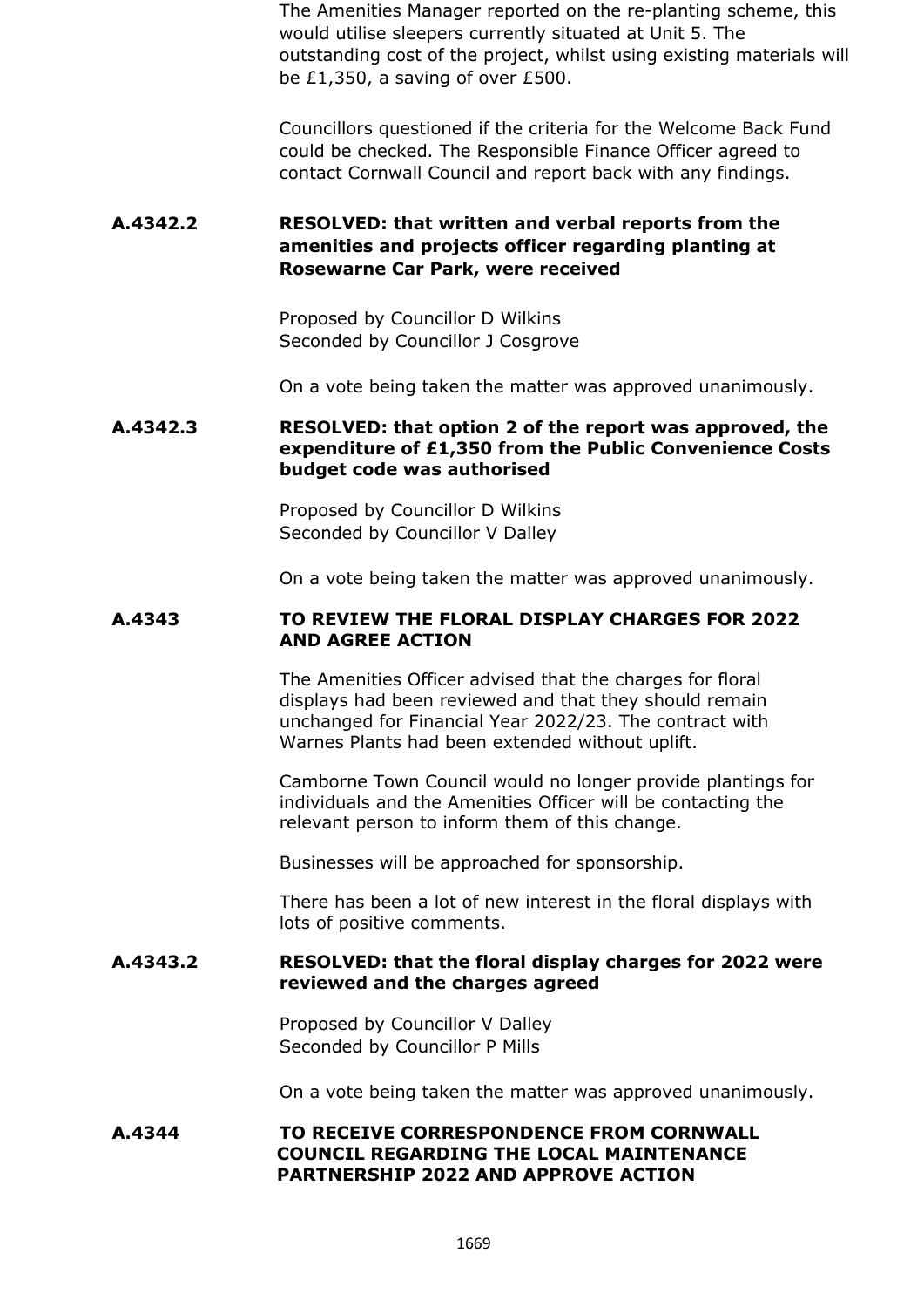The Amenities Manager reported on the re-planting scheme, this would utilise sleepers currently situated at Unit 5. The outstanding cost of the project, whilst using existing materials will be £1,350, a saving of over £500.

Councillors questioned if the criteria for the Welcome Back Fund could be checked. The Responsible Finance Officer agreed to contact Cornwall Council and report back with any findings.

**A.4342.2 RESOLVED: that written and verbal reports from the amenities and projects officer regarding planting at Rosewarne Car Park, were received**

Proposed by Councillor D Wilkins
Seconded by Councillor J Cosgrove

On a vote being taken the matter was approved unanimously.

**A.4342.3 RESOLVED: that option 2 of the report was approved, the expenditure of £1,350 from the Public Convenience Costs budget code was authorised**

Proposed by Councillor D Wilkins
Seconded by Councillor V Dalley

On a vote being taken the matter was approved unanimously.

**A.4343 TO REVIEW THE FLORAL DISPLAY CHARGES FOR 2022 AND AGREE ACTION**

The Amenities Officer advised that the charges for floral displays had been reviewed and that they should remain unchanged for Financial Year 2022/23. The contract with Warnes Plants had been extended without uplift.

Camborne Town Council would no longer provide plantings for individuals and the Amenities Officer will be contacting the relevant person to inform them of this change.

Businesses will be approached for sponsorship.

There has been a lot of new interest in the floral displays with lots of positive comments.

**A.4343.2 RESOLVED: that the floral display charges for 2022 were reviewed and the charges agreed**

Proposed by Councillor V Dalley
Seconded by Councillor P Mills

On a vote being taken the matter was approved unanimously.

**A.4344 TO RECEIVE CORRESPONDENCE FROM CORNWALL COUNCIL REGARDING THE LOCAL MAINTENANCE PARTNERSHIP 2022 AND APPROVE ACTION**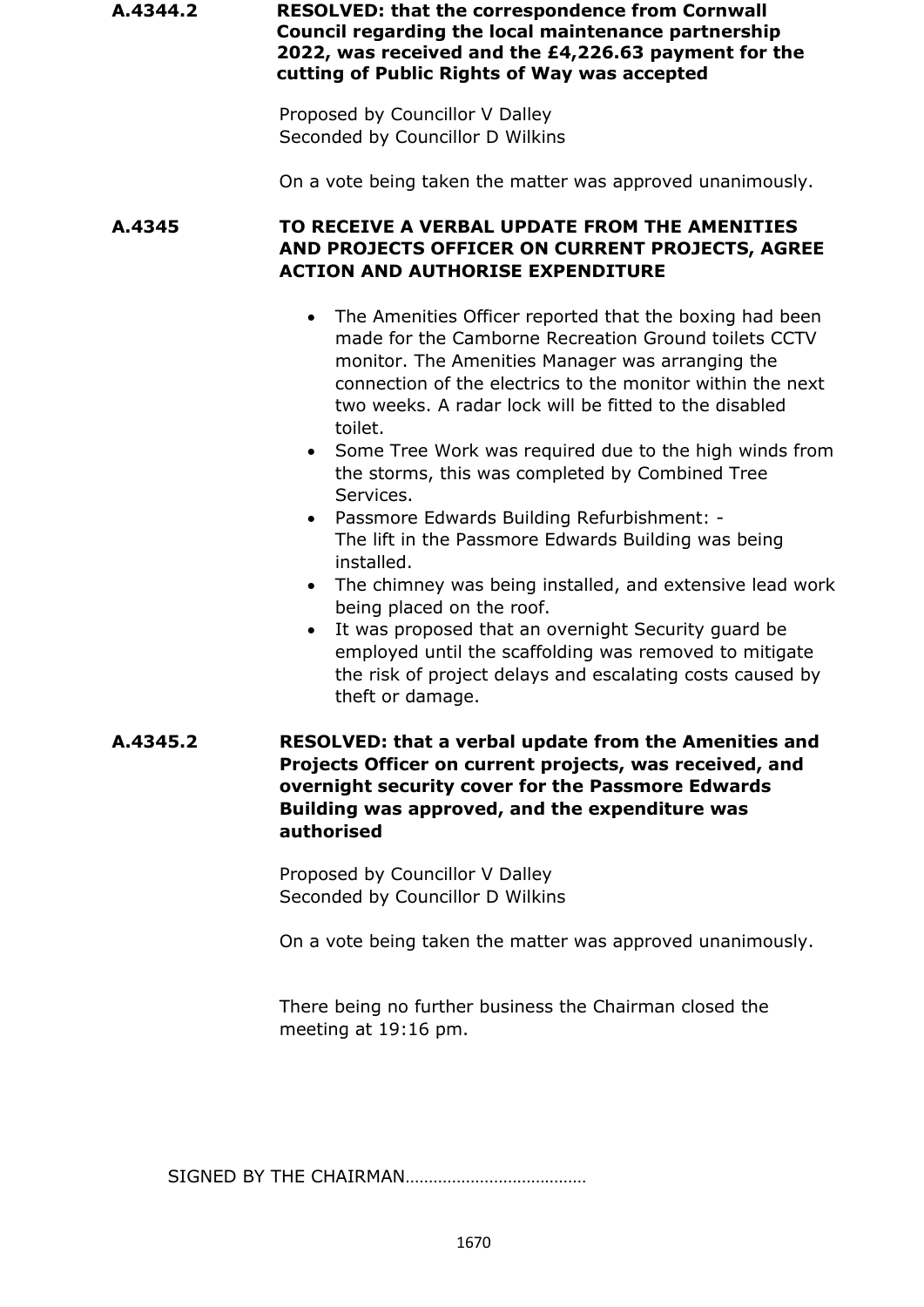**A.4344.2** **RESOLVED: that the correspondence from Cornwall Council regarding the local maintenance partnership 2022, was received and the £4,226.63 payment for the cutting of Public Rights of Way was accepted**

Proposed by Councillor V Dalley
Seconded by Councillor D Wilkins

On a vote being taken the matter was approved unanimously.

**A.4345** **TO RECEIVE A VERBAL UPDATE FROM THE AMENITIES AND PROJECTS OFFICER ON CURRENT PROJECTS, AGREE ACTION AND AUTHORISE EXPENDITURE**

- The Amenities Officer reported that the boxing had been made for the Camborne Recreation Ground toilets CCTV monitor. The Amenities Manager was arranging the connection of the electrics to the monitor within the next two weeks. A radar lock will be fitted to the disabled toilet.
- Some Tree Work was required due to the high winds from the storms, this was completed by Combined Tree Services.
- Passmore Edwards Building Refurbishment: - The lift in the Passmore Edwards Building was being installed.
- The chimney was being installed, and extensive lead work being placed on the roof.
- It was proposed that an overnight Security guard be employed until the scaffolding was removed to mitigate the risk of project delays and escalating costs caused by theft or damage.

**A.4345.2** **RESOLVED: that a verbal update from the Amenities and Projects Officer on current projects, was received, and overnight security cover for the Passmore Edwards Building was approved, and the expenditure was authorised**

Proposed by Councillor V Dalley
Seconded by Councillor D Wilkins

On a vote being taken the matter was approved unanimously.

There being no further business the Chairman closed the meeting at 19:16 pm.

SIGNED BY THE CHAIRMAN……………………………….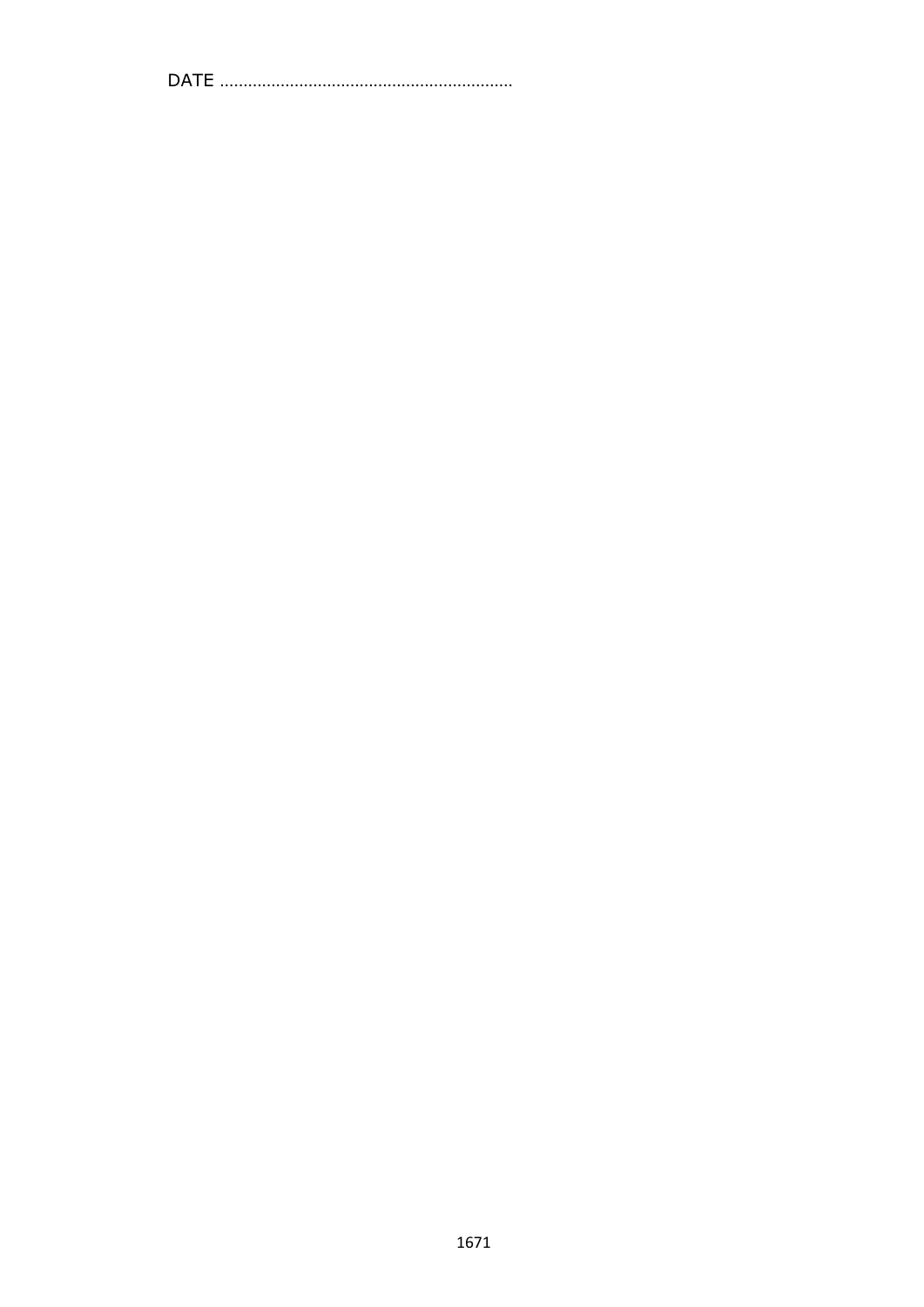DATE ................................................................